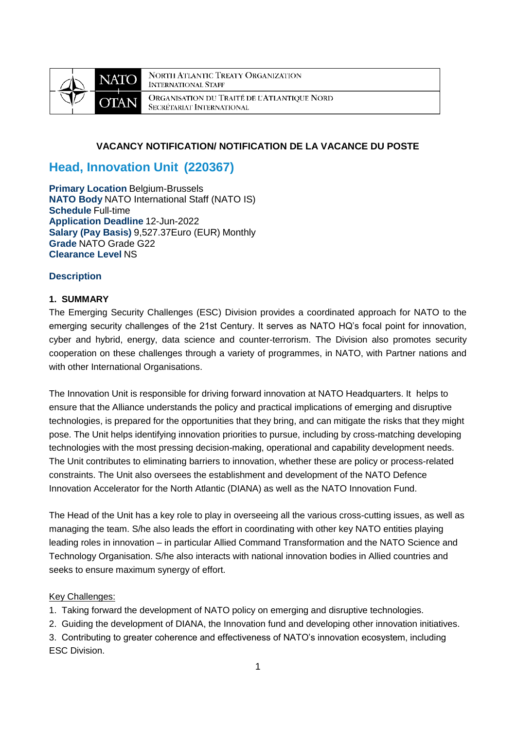NORTH ATLANTIC TREATY ORGANIZATION
INTERNATIONAL STAFF

ORGANISATION DU TRAITÉ DE L'ATLANTIQUE NORD
SECRÉTARIAT INTERNATIONAL

**VACANCY NOTIFICATION/ NOTIFICATION DE LA VACANCE DU POSTE**

# Head, Innovation Unit (220367)

**Primary Location** Belgium-Brussels
**NATO Body** NATO International Staff (NATO IS)
**Schedule** Full-time
**Application Deadline** 12-Jun-2022
**Salary (Pay Basis)** 9,527.37Euro (EUR) Monthly
**Grade** NATO Grade G22
**Clearance Level** NS

## Description

### 1. SUMMARY

The Emerging Security Challenges (ESC) Division provides a coordinated approach for NATO to the emerging security challenges of the 21st Century. It serves as NATO HQ's focal point for innovation, cyber and hybrid, energy, data science and counter-terrorism. The Division also promotes security cooperation on these challenges through a variety of programmes, in NATO, with Partner nations and with other International Organisations.

The Innovation Unit is responsible for driving forward innovation at NATO Headquarters. It helps to ensure that the Alliance understands the policy and practical implications of emerging and disruptive technologies, is prepared for the opportunities that they bring, and can mitigate the risks that they might pose. The Unit helps identifying innovation priorities to pursue, including by cross-matching developing technologies with the most pressing decision-making, operational and capability development needs. The Unit contributes to eliminating barriers to innovation, whether these are policy or process-related constraints. The Unit also oversees the establishment and development of the NATO Defence Innovation Accelerator for the North Atlantic (DIANA) as well as the NATO Innovation Fund.

The Head of the Unit has a key role to play in overseeing all the various cross-cutting issues, as well as managing the team. S/he also leads the effort in coordinating with other key NATO entities playing leading roles in innovation – in particular Allied Command Transformation and the NATO Science and Technology Organisation. S/he also interacts with national innovation bodies in Allied countries and seeks to ensure maximum synergy of effort.

Key Challenges:

1. Taking forward the development of NATO policy on emerging and disruptive technologies.
2. Guiding the development of DIANA, the Innovation fund and developing other innovation initiatives.
3. Contributing to greater coherence and effectiveness of NATO's innovation ecosystem, including ESC Division.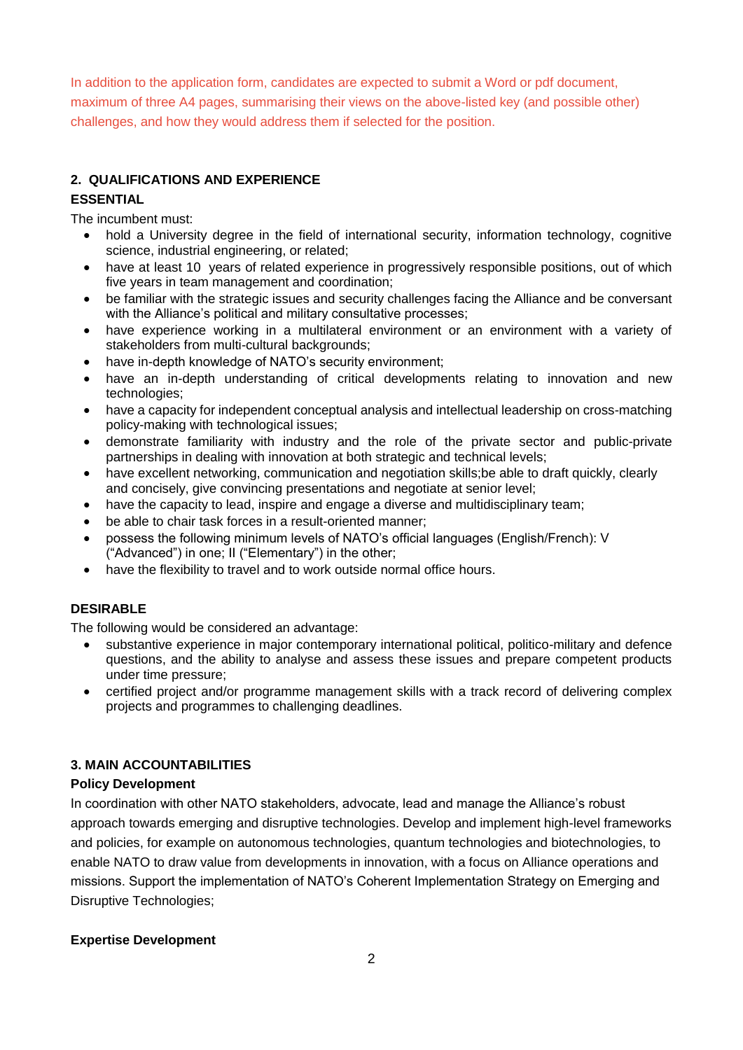In addition to the application form, candidates are expected to submit a Word or pdf document, maximum of three A4 pages, summarising their views on the above-listed key (and possible other) challenges, and how they would address them if selected for the position.

## 2. QUALIFICATIONS AND EXPERIENCE

### ESSENTIAL

The incumbent must:

- hold a University degree in the field of international security, information technology, cognitive science, industrial engineering, or related;
- have at least 10 years of related experience in progressively responsible positions, out of which five years in team management and coordination;
- be familiar with the strategic issues and security challenges facing the Alliance and be conversant with the Alliance's political and military consultative processes;
- have experience working in a multilateral environment or an environment with a variety of stakeholders from multi-cultural backgrounds;
- have in-depth knowledge of NATO's security environment;
- have an in-depth understanding of critical developments relating to innovation and new technologies;
- have a capacity for independent conceptual analysis and intellectual leadership on cross-matching policy-making with technological issues;
- demonstrate familiarity with industry and the role of the private sector and public-private partnerships in dealing with innovation at both strategic and technical levels;
- have excellent networking, communication and negotiation skills;be able to draft quickly, clearly and concisely, give convincing presentations and negotiate at senior level;
- have the capacity to lead, inspire and engage a diverse and multidisciplinary team;
- be able to chair task forces in a result-oriented manner;
- possess the following minimum levels of NATO's official languages (English/French): V ("Advanced") in one; II ("Elementary") in the other;
- have the flexibility to travel and to work outside normal office hours.

### DESIRABLE

The following would be considered an advantage:

- substantive experience in major contemporary international political, politico-military and defence questions, and the ability to analyse and assess these issues and prepare competent products under time pressure;
- certified project and/or programme management skills with a track record of delivering complex projects and programmes to challenging deadlines.

## 3. MAIN ACCOUNTABILITIES

### Policy Development

In coordination with other NATO stakeholders, advocate, lead and manage the Alliance's robust approach towards emerging and disruptive technologies. Develop and implement high-level frameworks and policies, for example on autonomous technologies, quantum technologies and biotechnologies, to enable NATO to draw value from developments in innovation, with a focus on Alliance operations and missions. Support the implementation of NATO's Coherent Implementation Strategy on Emerging and Disruptive Technologies;

### Expertise Development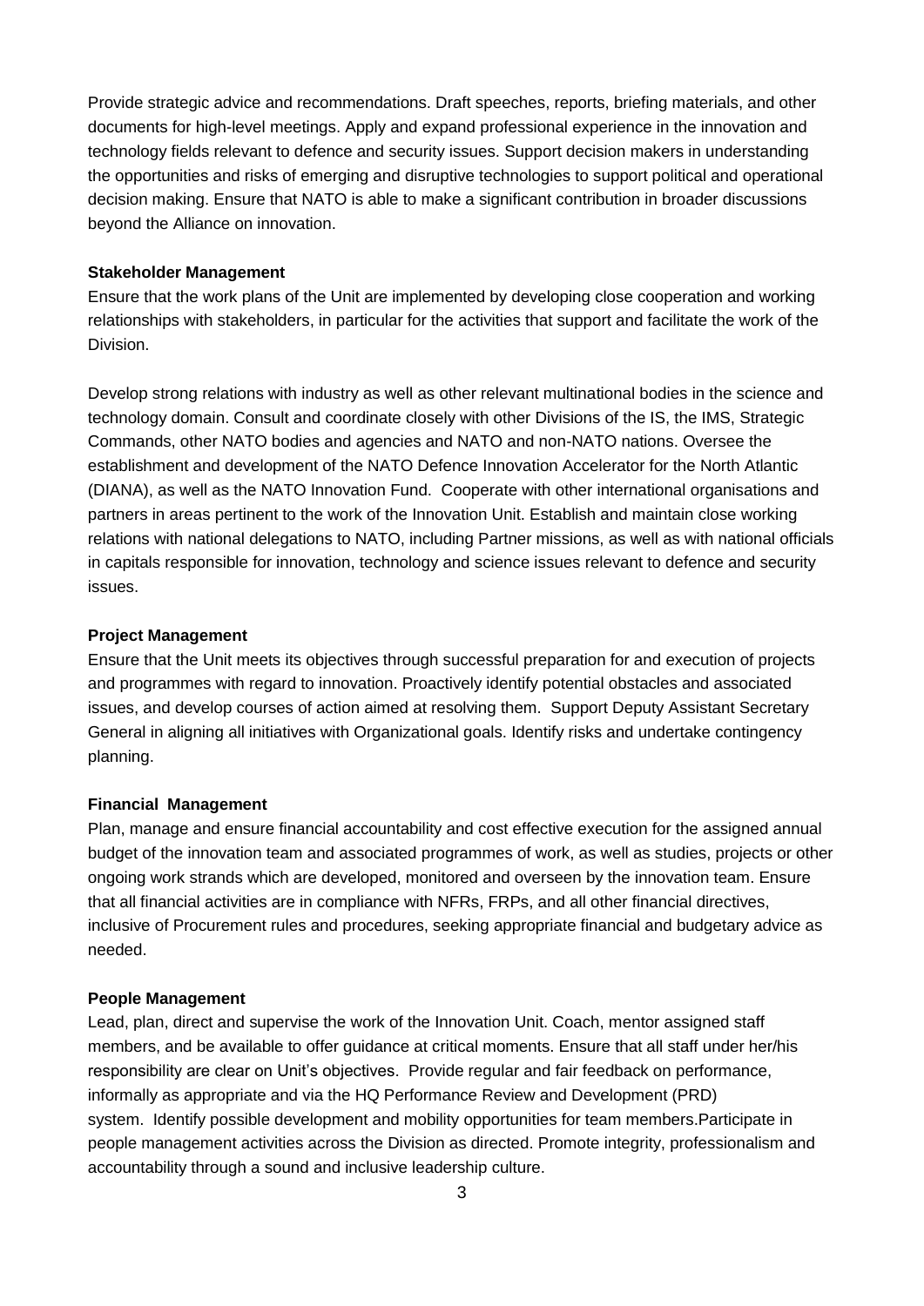Provide strategic advice and recommendations. Draft speeches, reports, briefing materials, and other documents for high-level meetings. Apply and expand professional experience in the innovation and technology fields relevant to defence and security issues. Support decision makers in understanding the opportunities and risks of emerging and disruptive technologies to support political and operational decision making. Ensure that NATO is able to make a significant contribution in broader discussions beyond the Alliance on innovation.

**Stakeholder Management**

Ensure that the work plans of the Unit are implemented by developing close cooperation and working relationships with stakeholders, in particular for the activities that support and facilitate the work of the Division.

Develop strong relations with industry as well as other relevant multinational bodies in the science and technology domain. Consult and coordinate closely with other Divisions of the IS, the IMS, Strategic Commands, other NATO bodies and agencies and NATO and non-NATO nations. Oversee the establishment and development of the NATO Defence Innovation Accelerator for the North Atlantic (DIANA), as well as the NATO Innovation Fund. Cooperate with other international organisations and partners in areas pertinent to the work of the Innovation Unit. Establish and maintain close working relations with national delegations to NATO, including Partner missions, as well as with national officials in capitals responsible for innovation, technology and science issues relevant to defence and security issues.

**Project Management**

Ensure that the Unit meets its objectives through successful preparation for and execution of projects and programmes with regard to innovation. Proactively identify potential obstacles and associated issues, and develop courses of action aimed at resolving them. Support Deputy Assistant Secretary General in aligning all initiatives with Organizational goals. Identify risks and undertake contingency planning.

**Financial Management**

Plan, manage and ensure financial accountability and cost effective execution for the assigned annual budget of the innovation team and associated programmes of work, as well as studies, projects or other ongoing work strands which are developed, monitored and overseen by the innovation team. Ensure that all financial activities are in compliance with NFRs, FRPs, and all other financial directives, inclusive of Procurement rules and procedures, seeking appropriate financial and budgetary advice as needed.

**People Management**

Lead, plan, direct and supervise the work of the Innovation Unit. Coach, mentor assigned staff members, and be available to offer guidance at critical moments. Ensure that all staff under her/his responsibility are clear on Unit's objectives. Provide regular and fair feedback on performance, informally as appropriate and via the HQ Performance Review and Development (PRD) system. Identify possible development and mobility opportunities for team members.Participate in people management activities across the Division as directed. Promote integrity, professionalism and accountability through a sound and inclusive leadership culture.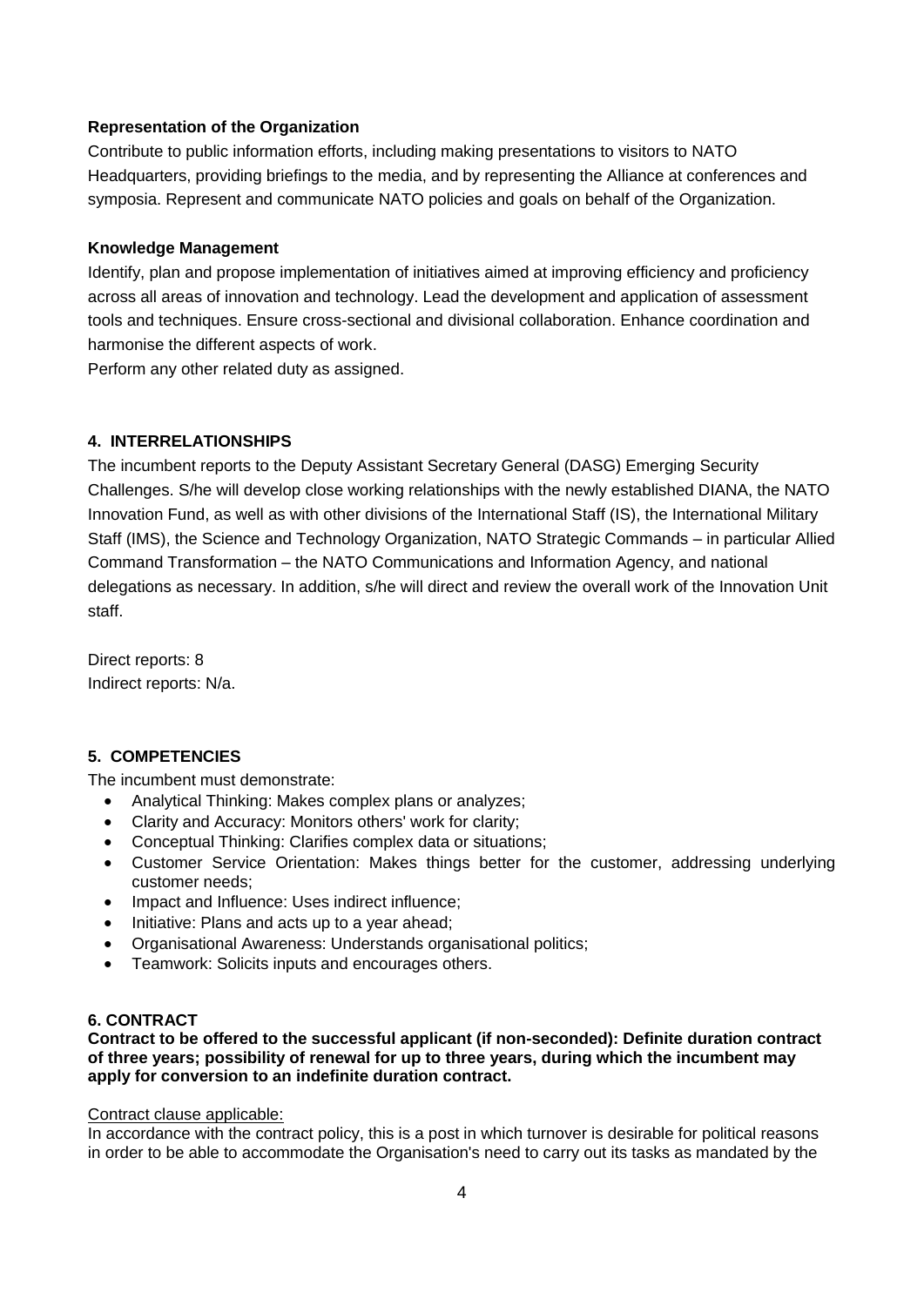**Representation of the Organization**
Contribute to public information efforts, including making presentations to visitors to NATO Headquarters, providing briefings to the media, and by representing the Alliance at conferences and symposia. Represent and communicate NATO policies and goals on behalf of the Organization.

**Knowledge Management**
Identify, plan and propose implementation of initiatives aimed at improving efficiency and proficiency across all areas of innovation and technology. Lead the development and application of assessment tools and techniques. Ensure cross-sectional and divisional collaboration. Enhance coordination and harmonise the different aspects of work.
Perform any other related duty as assigned.

## 4. INTERRELATIONSHIPS

The incumbent reports to the Deputy Assistant Secretary General (DASG) Emerging Security Challenges. S/he will develop close working relationships with the newly established DIANA, the NATO Innovation Fund, as well as with other divisions of the International Staff (IS), the International Military Staff (IMS), the Science and Technology Organization, NATO Strategic Commands – in particular Allied Command Transformation – the NATO Communications and Information Agency, and national delegations as necessary. In addition, s/he will direct and review the overall work of the Innovation Unit staff.

Direct reports: 8
Indirect reports: N/a.

## 5. COMPETENCIES

The incumbent must demonstrate:

- Analytical Thinking: Makes complex plans or analyzes;
- Clarity and Accuracy: Monitors others' work for clarity;
- Conceptual Thinking: Clarifies complex data or situations;
- Customer Service Orientation: Makes things better for the customer, addressing underlying customer needs;
- Impact and Influence: Uses indirect influence;
- Initiative: Plans and acts up to a year ahead;
- Organisational Awareness: Understands organisational politics;
- Teamwork: Solicits inputs and encourages others.

## 6. CONTRACT

**Contract to be offered to the successful applicant (if non-seconded): Definite duration contract of three years; possibility of renewal for up to three years, during which the incumbent may apply for conversion to an indefinite duration contract.**

Contract clause applicable:
In accordance with the contract policy, this is a post in which turnover is desirable for political reasons in order to be able to accommodate the Organisation's need to carry out its tasks as mandated by the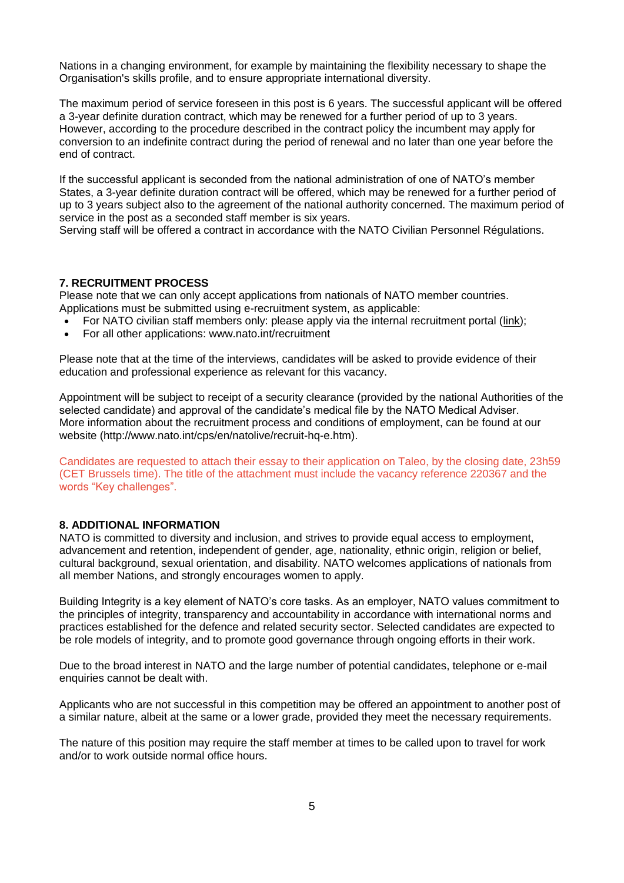Nations in a changing environment, for example by maintaining the flexibility necessary to shape the Organisation's skills profile, and to ensure appropriate international diversity.

The maximum period of service foreseen in this post is 6 years. The successful applicant will be offered a 3-year definite duration contract, which may be renewed for a further period of up to 3 years. However, according to the procedure described in the contract policy the incumbent may apply for conversion to an indefinite contract during the period of renewal and no later than one year before the end of contract.

If the successful applicant is seconded from the national administration of one of NATO's member States, a 3-year definite duration contract will be offered, which may be renewed for a further period of up to 3 years subject also to the agreement of the national authority concerned. The maximum period of service in the post as a seconded staff member is six years.
Serving staff will be offered a contract in accordance with the NATO Civilian Personnel Régulations.

## 7. RECRUITMENT PROCESS

Please note that we can only accept applications from nationals of NATO member countries.
Applications must be submitted using e-recruitment system, as applicable:

- For NATO civilian staff members only: please apply via the internal recruitment portal (link);
- For all other applications: www.nato.int/recruitment

Please note that at the time of the interviews, candidates will be asked to provide evidence of their education and professional experience as relevant for this vacancy.

Appointment will be subject to receipt of a security clearance (provided by the national Authorities of the selected candidate) and approval of the candidate's medical file by the NATO Medical Adviser.
More information about the recruitment process and conditions of employment, can be found at our website (http://www.nato.int/cps/en/natolive/recruit-hq-e.htm).

Candidates are requested to attach their essay to their application on Taleo, by the closing date, 23h59 (CET Brussels time). The title of the attachment must include the vacancy reference 220367 and the words "Key challenges".

## 8. ADDITIONAL INFORMATION

NATO is committed to diversity and inclusion, and strives to provide equal access to employment, advancement and retention, independent of gender, age, nationality, ethnic origin, religion or belief, cultural background, sexual orientation, and disability. NATO welcomes applications of nationals from all member Nations, and strongly encourages women to apply.

Building Integrity is a key element of NATO's core tasks. As an employer, NATO values commitment to the principles of integrity, transparency and accountability in accordance with international norms and practices established for the defence and related security sector. Selected candidates are expected to be role models of integrity, and to promote good governance through ongoing efforts in their work.

Due to the broad interest in NATO and the large number of potential candidates, telephone or e-mail enquiries cannot be dealt with.

Applicants who are not successful in this competition may be offered an appointment to another post of a similar nature, albeit at the same or a lower grade, provided they meet the necessary requirements.

The nature of this position may require the staff member at times to be called upon to travel for work and/or to work outside normal office hours.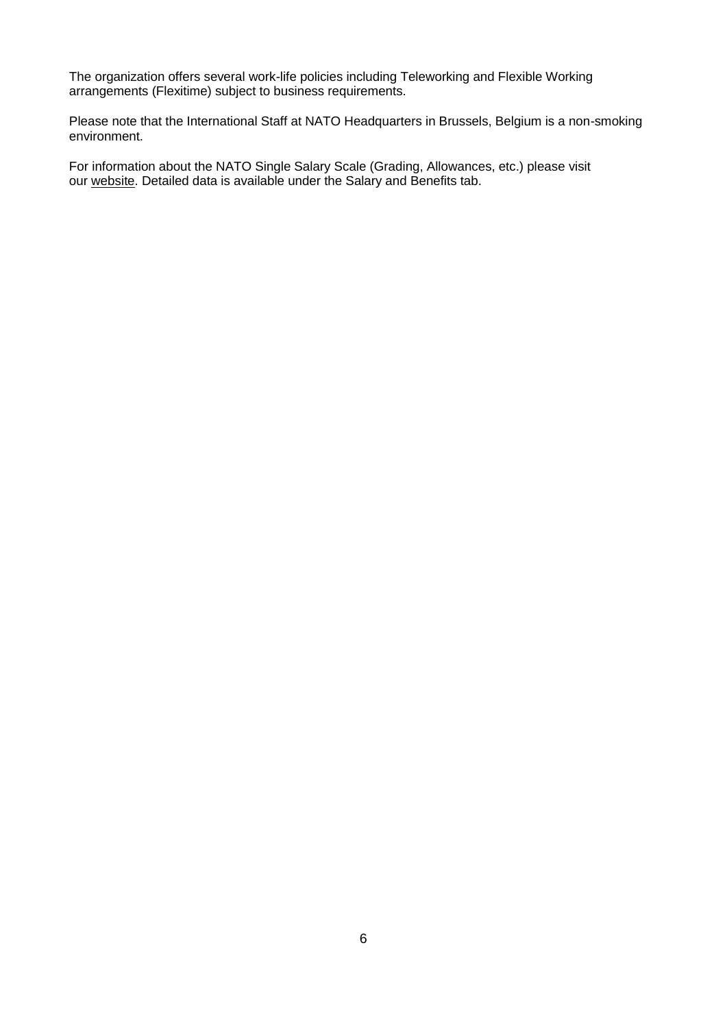The organization offers several work-life policies including Teleworking and Flexible Working arrangements (Flexitime) subject to business requirements.

Please note that the International Staff at NATO Headquarters in Brussels, Belgium is a non-smoking environment.

For information about the NATO Single Salary Scale (Grading, Allowances, etc.) please visit our website. Detailed data is available under the Salary and Benefits tab.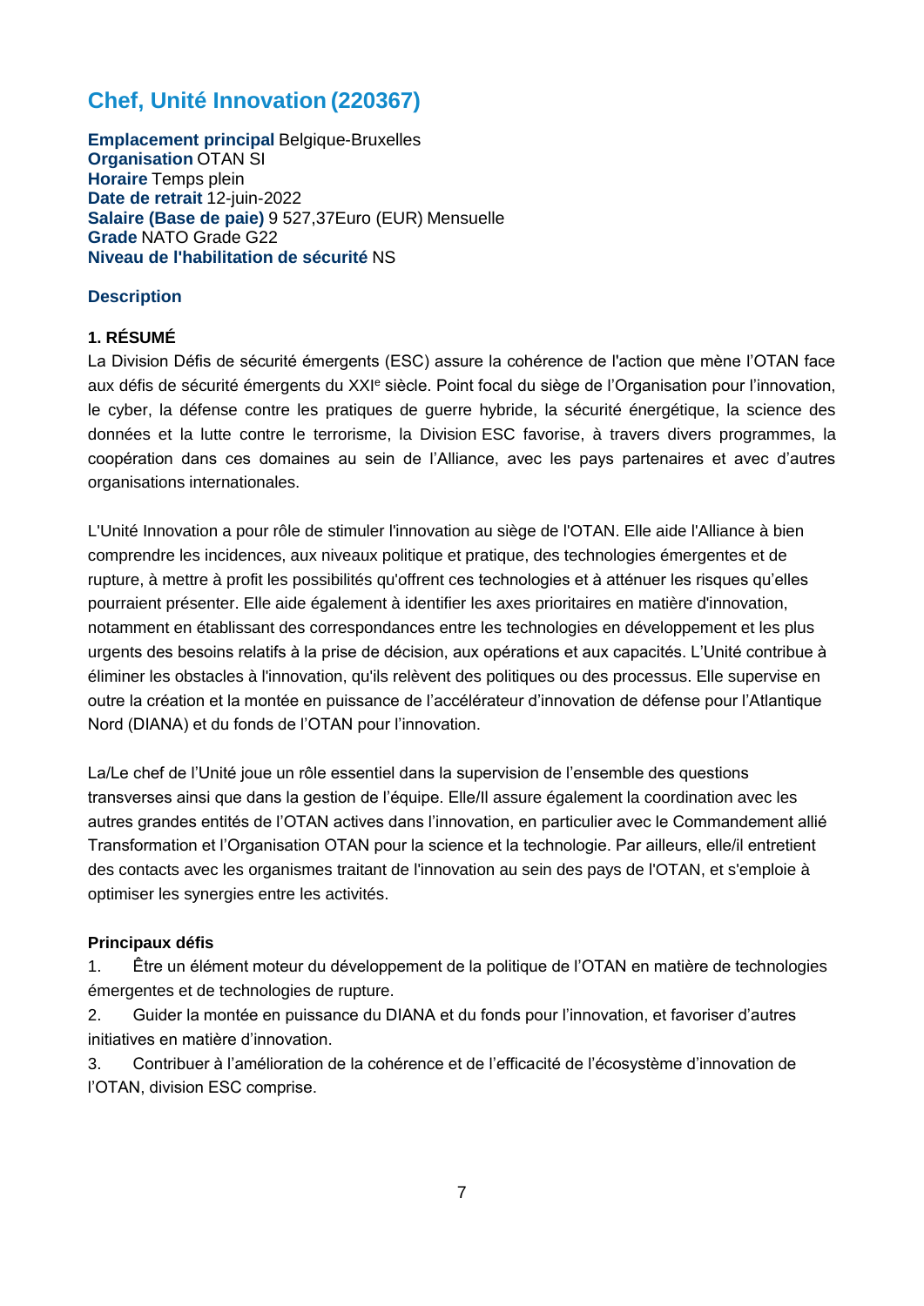# Chef, Unité Innovation (220367)

**Emplacement principal** Belgique-Bruxelles
**Organisation** OTAN SI
**Horaire** Temps plein
**Date de retrait** 12-juin-2022
**Salaire (Base de paie)** 9 527,37Euro (EUR) Mensuelle
**Grade** NATO Grade G22
**Niveau de l'habilitation de sécurité** NS

## Description

### 1. RÉSUMÉ

La Division Défis de sécurité émergents (ESC) assure la cohérence de l'action que mène l'OTAN face aux défis de sécurité émergents du XXIe siècle. Point focal du siège de l'Organisation pour l'innovation, le cyber, la défense contre les pratiques de guerre hybride, la sécurité énergétique, la science des données et la lutte contre le terrorisme, la Division ESC favorise, à travers divers programmes, la coopération dans ces domaines au sein de l'Alliance, avec les pays partenaires et avec d'autres organisations internationales.

L'Unité Innovation a pour rôle de stimuler l'innovation au siège de l'OTAN. Elle aide l'Alliance à bien comprendre les incidences, aux niveaux politique et pratique, des technologies émergentes et de rupture, à mettre à profit les possibilités qu'offrent ces technologies et à atténuer les risques qu'elles pourraient présenter. Elle aide également à identifier les axes prioritaires en matière d'innovation, notamment en établissant des correspondances entre les technologies en développement et les plus urgents des besoins relatifs à la prise de décision, aux opérations et aux capacités. L'Unité contribue à éliminer les obstacles à l'innovation, qu'ils relèvent des politiques ou des processus. Elle supervise en outre la création et la montée en puissance de l'accélérateur d'innovation de défense pour l'Atlantique Nord (DIANA) et du fonds de l'OTAN pour l'innovation.

La/Le chef de l'Unité joue un rôle essentiel dans la supervision de l'ensemble des questions transverses ainsi que dans la gestion de l'équipe. Elle/Il assure également la coordination avec les autres grandes entités de l'OTAN actives dans l'innovation, en particulier avec le Commandement allié Transformation et l'Organisation OTAN pour la science et la technologie. Par ailleurs, elle/il entretient des contacts avec les organismes traitant de l'innovation au sein des pays de l'OTAN, et s'emploie à optimiser les synergies entre les activités.

**Principaux défis**

1. Être un élément moteur du développement de la politique de l'OTAN en matière de technologies émergentes et de technologies de rupture.
2. Guider la montée en puissance du DIANA et du fonds pour l'innovation, et favoriser d'autres initiatives en matière d'innovation.
3. Contribuer à l'amélioration de la cohérence et de l'efficacité de l'écosystème d'innovation de l'OTAN, division ESC comprise.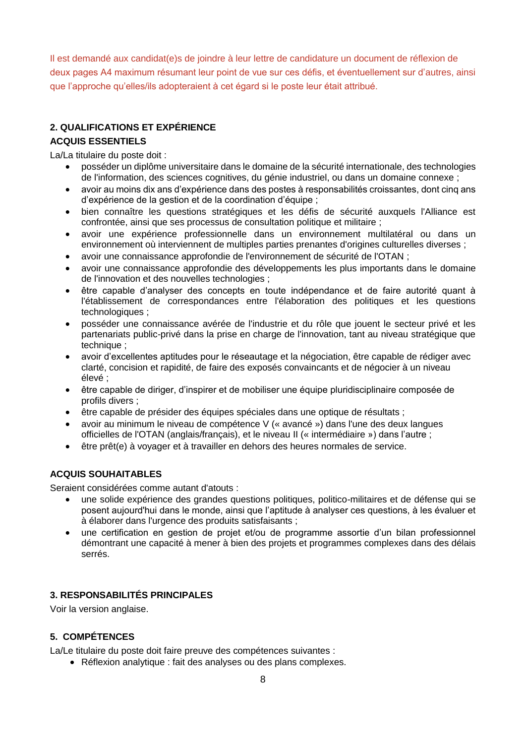Il est demandé aux candidat(e)s de joindre à leur lettre de candidature un document de réflexion de deux pages A4 maximum résumant leur point de vue sur ces défis, et éventuellement sur d'autres, ainsi que l'approche qu'elles/ils adopteraient à cet égard si le poste leur était attribué.

## 2. QUALIFICATIONS ET EXPÉRIENCE

### ACQUIS ESSENTIELS

La/La titulaire du poste doit :

- posséder un diplôme universitaire dans le domaine de la sécurité internationale, des technologies de l'information, des sciences cognitives, du génie industriel, ou dans un domaine connexe ;
- avoir au moins dix ans d'expérience dans des postes à responsabilités croissantes, dont cinq ans d'expérience de la gestion et de la coordination d'équipe ;
- bien connaître les questions stratégiques et les défis de sécurité auxquels l'Alliance est confrontée, ainsi que ses processus de consultation politique et militaire ;
- avoir une expérience professionnelle dans un environnement multilatéral ou dans un environnement où interviennent de multiples parties prenantes d'origines culturelles diverses ;
- avoir une connaissance approfondie de l'environnement de sécurité de l'OTAN ;
- avoir une connaissance approfondie des développements les plus importants dans le domaine de l'innovation et des nouvelles technologies ;
- être capable d'analyser des concepts en toute indépendance et de faire autorité quant à l'établissement de correspondances entre l'élaboration des politiques et les questions technologiques ;
- posséder une connaissance avérée de l'industrie et du rôle que jouent le secteur privé et les partenariats public-privé dans la prise en charge de l'innovation, tant au niveau stratégique que technique ;
- avoir d'excellentes aptitudes pour le réseautage et la négociation, être capable de rédiger avec clarté, concision et rapidité, de faire des exposés convaincants et de négocier à un niveau élevé ;
- être capable de diriger, d'inspirer et de mobiliser une équipe pluridisciplinaire composée de profils divers ;
- être capable de présider des équipes spéciales dans une optique de résultats ;
- avoir au minimum le niveau de compétence V (« avancé ») dans l'une des deux langues officielles de l'OTAN (anglais/français), et le niveau II (« intermédiaire ») dans l'autre ;
- être prêt(e) à voyager et à travailler en dehors des heures normales de service.

### ACQUIS SOUHAITABLES

Seraient considérées comme autant d'atouts :

- une solide expérience des grandes questions politiques, politico-militaires et de défense qui se posent aujourd'hui dans le monde, ainsi que l'aptitude à analyser ces questions, à les évaluer et à élaborer dans l'urgence des produits satisfaisants ;
- une certification en gestion de projet et/ou de programme assortie d'un bilan professionnel démontrant une capacité à mener à bien des projets et programmes complexes dans des délais serrés.

## 3. RESPONSABILITÉS PRINCIPALES

Voir la version anglaise.

## 5. COMPÉTENCES

La/Le titulaire du poste doit faire preuve des compétences suivantes :

- Réflexion analytique : fait des analyses ou des plans complexes.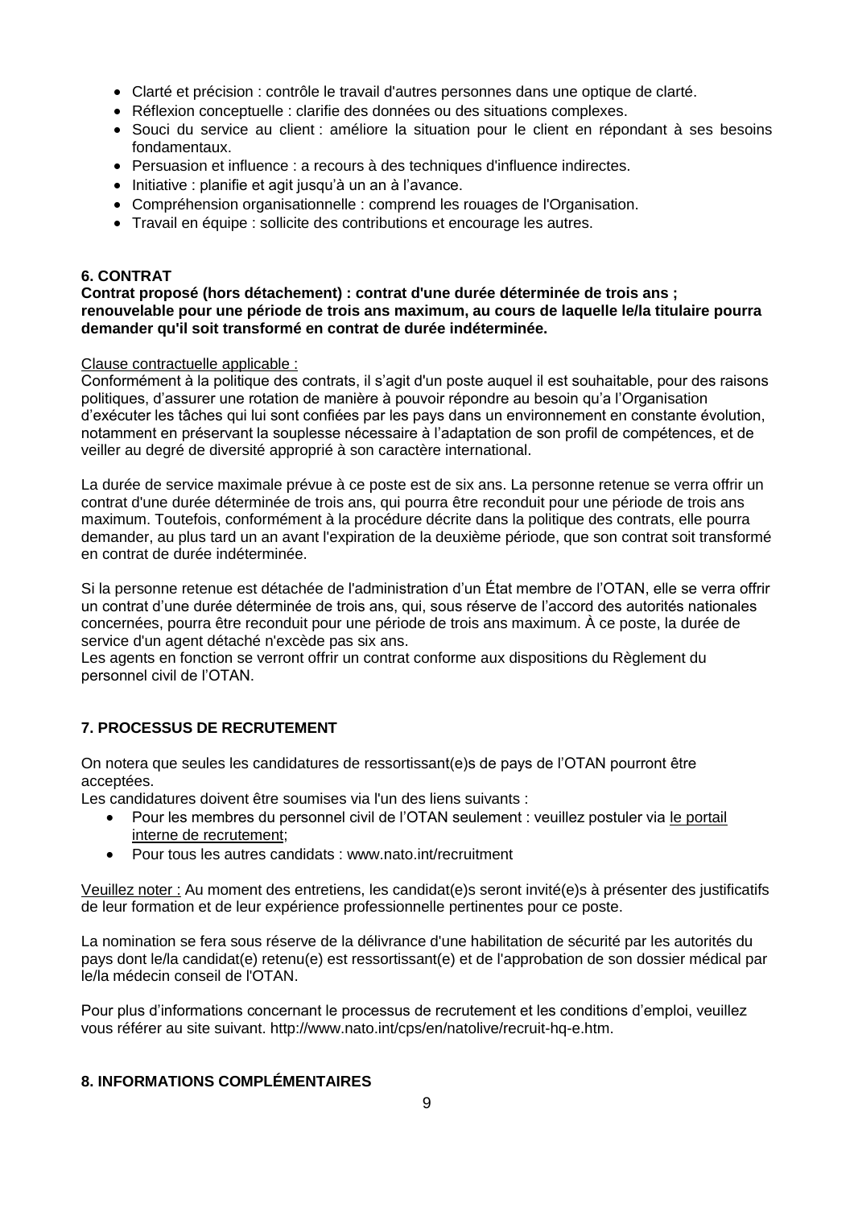- Clarté et précision : contrôle le travail d'autres personnes dans une optique de clarté.
- Réflexion conceptuelle : clarifie des données ou des situations complexes.
- Souci du service au client : améliore la situation pour le client en répondant à ses besoins fondamentaux.
- Persuasion et influence : a recours à des techniques d'influence indirectes.
- Initiative : planifie et agit jusqu'à un an à l'avance.
- Compréhension organisationnelle : comprend les rouages de l'Organisation.
- Travail en équipe : sollicite des contributions et encourage les autres.

## 6. CONTRAT

**Contrat proposé (hors détachement) : contrat d'une durée déterminée de trois ans ; renouvelable pour une période de trois ans maximum, au cours de laquelle le/la titulaire pourra demander qu'il soit transformé en contrat de durée indéterminée.**

Clause contractuelle applicable :
Conformément à la politique des contrats, il s'agit d'un poste auquel il est souhaitable, pour des raisons politiques, d'assurer une rotation de manière à pouvoir répondre au besoin qu'a l'Organisation d'exécuter les tâches qui lui sont confiées par les pays dans un environnement en constante évolution, notamment en préservant la souplesse nécessaire à l'adaptation de son profil de compétences, et de veiller au degré de diversité approprié à son caractère international.

La durée de service maximale prévue à ce poste est de six ans. La personne retenue se verra offrir un contrat d'une durée déterminée de trois ans, qui pourra être reconduit pour une période de trois ans maximum. Toutefois, conformément à la procédure décrite dans la politique des contrats, elle pourra demander, au plus tard un an avant l'expiration de la deuxième période, que son contrat soit transformé en contrat de durée indéterminée.

Si la personne retenue est détachée de l'administration d'un État membre de l'OTAN, elle se verra offrir un contrat d'une durée déterminée de trois ans, qui, sous réserve de l'accord des autorités nationales concernées, pourra être reconduit pour une période de trois ans maximum. À ce poste, la durée de service d'un agent détaché n'excède pas six ans.
Les agents en fonction se verront offrir un contrat conforme aux dispositions du Règlement du personnel civil de l'OTAN.

## 7. PROCESSUS DE RECRUTEMENT

On notera que seules les candidatures de ressortissant(e)s de pays de l'OTAN pourront être acceptées.
Les candidatures doivent être soumises via l'un des liens suivants :

- Pour les membres du personnel civil de l'OTAN seulement : veuillez postuler via le portail interne de recrutement;
- Pour tous les autres candidats : www.nato.int/recruitment

Veuillez noter : Au moment des entretiens, les candidat(e)s seront invité(e)s à présenter des justificatifs de leur formation et de leur expérience professionnelle pertinentes pour ce poste.

La nomination se fera sous réserve de la délivrance d'une habilitation de sécurité par les autorités du pays dont le/la candidat(e) retenu(e) est ressortissant(e) et de l'approbation de son dossier médical par le/la médecin conseil de l'OTAN.

Pour plus d'informations concernant le processus de recrutement et les conditions d'emploi, veuillez vous référer au site suivant. http://www.nato.int/cps/en/natolive/recruit-hq-e.htm.

## 8. INFORMATIONS COMPLÉMENTAIRES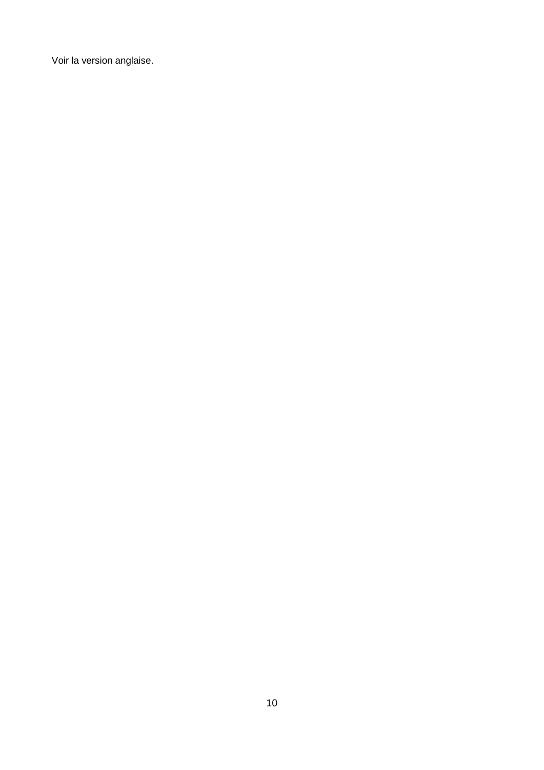Voir la version anglaise.